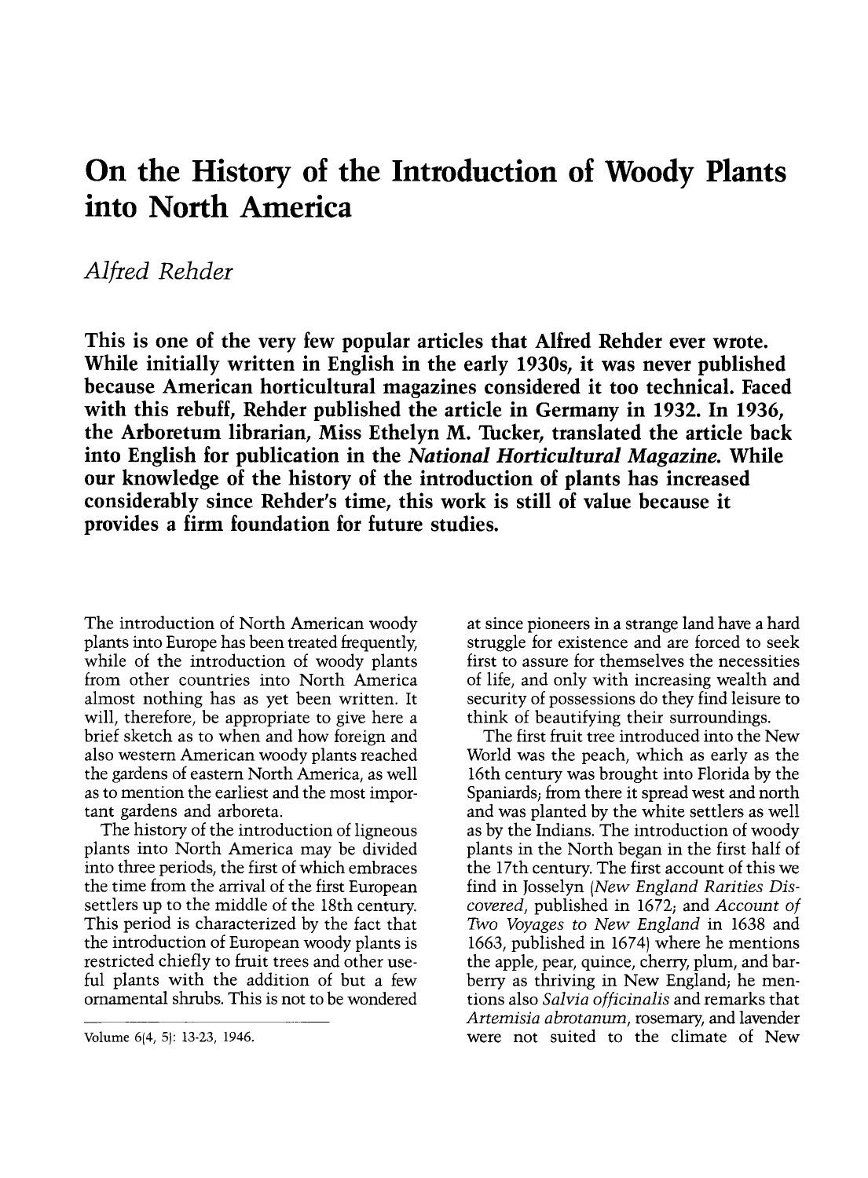# On the History of the Introduction of Woody Plants into North America

*Alfred Rehder*

**This is one of the very few popular articles that Alfred Rehder ever wrote. While initially written in English in the early 1930s, it was never published because American horticultural magazines considered it too technical. Faced with this rebuff, Rehder published the article in Germany in 1932. In 1936, the Arboretum librarian, Miss Ethelyn M. Tucker, translated the article back into English for publication in the *National Horticultural Magazine.* While our knowledge of the history of the introduction of plants has increased considerably since Rehder's time, this work is still of value because it provides a firm foundation for future studies.**

The introduction of North American woody plants into Europe has been treated frequently, while of the introduction of woody plants from other countries into North America almost nothing has as yet been written. It will, therefore, be appropriate to give here a brief sketch as to when and how foreign and also western American woody plants reached the gardens of eastern North America, as well as to mention the earliest and the most important gardens and arboreta.

The history of the introduction of ligneous plants into North America may be divided into three periods, the first of which embraces the time from the arrival of the first European settlers up to the middle of the 18th century. This period is characterized by the fact that the introduction of European woody plants is restricted chiefly to fruit trees and other useful plants with the addition of but a few ornamental shrubs. This is not to be wondered at since pioneers in a strange land have a hard struggle for existence and are forced to seek first to assure for themselves the necessities of life, and only with increasing wealth and security of possessions do they find leisure to think of beautifying their surroundings.

The first fruit tree introduced into the New World was the peach, which as early as the 16th century was brought into Florida by the Spaniards; from there it spread west and north and was planted by the white settlers as well as by the Indians. The introduction of woody plants in the North began in the first half of the 17th century. The first account of this we find in Josselyn (*New England Rarities Discovered*, published in 1672; and *Account of Two Voyages to New England* in 1638 and 1663, published in 1674) where he mentions the apple, pear, quince, cherry, plum, and barberry as thriving in New England; he mentions also *Salvia officinalis* and remarks that *Artemisia abrotanum*, rosemary, and lavender were not suited to the climate of New

Volume 6(4, 5): 13-23, 1946.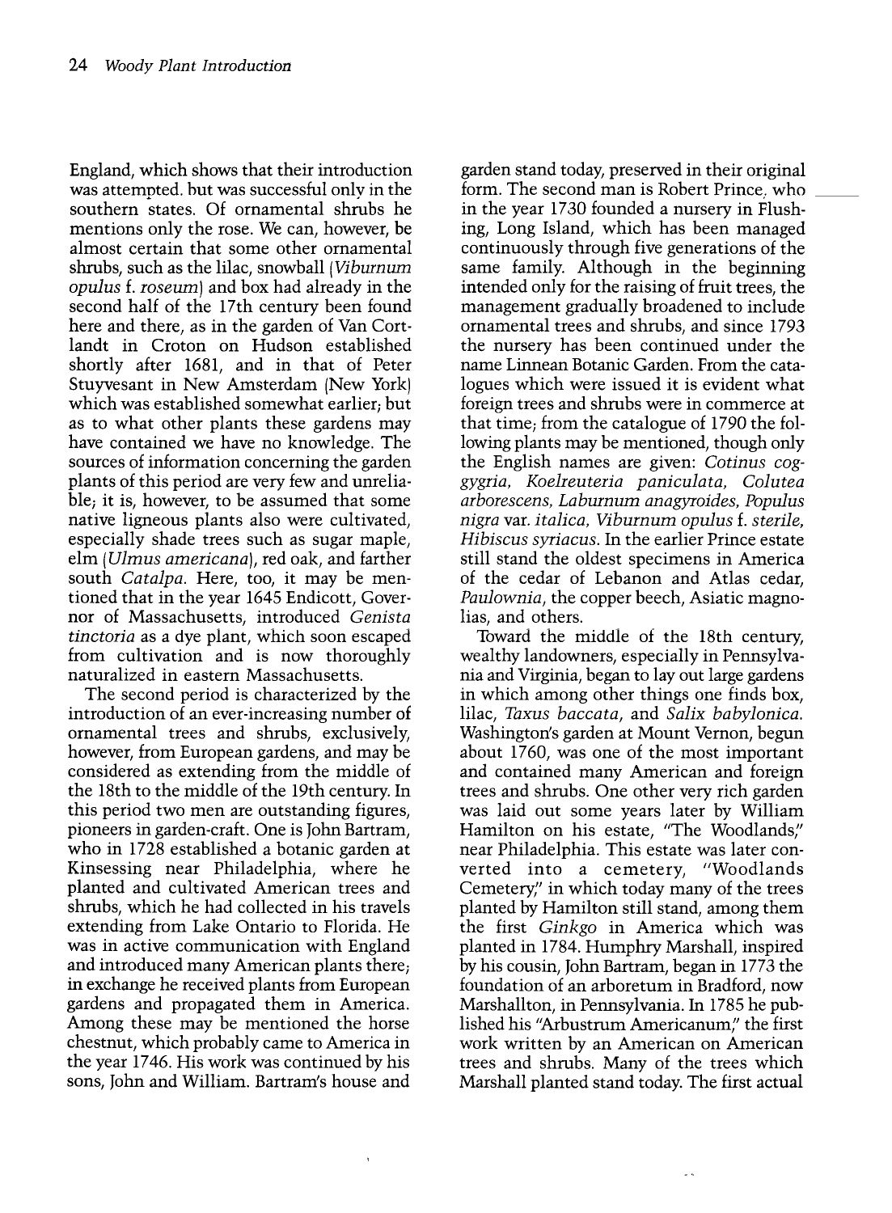England, which shows that their introduction was attempted, but was successful only in the southern states. Of ornamental shrubs he mentions only the rose. We can, however, be almost certain that some other ornamental shrubs, such as the lilac, snowball (*Viburnum opulus* f. *roseum*) and box had already in the second half of the 17th century been found here and there, as in the garden of Van Cortlandt in Croton on Hudson established shortly after 1681, and in that of Peter Stuyvesant in New Amsterdam (New York) which was established somewhat earlier; but as to what other plants these gardens may have contained we have no knowledge. The sources of information concerning the garden plants of this period are very few and unreliable; it is, however, to be assumed that some native ligneous plants also were cultivated, especially shade trees such as sugar maple, elm (*Ulmus americana*), red oak, and farther south *Catalpa*. Here, too, it may be mentioned that in the year 1645 Endicott, Governor of Massachusetts, introduced *Genista tinctoria* as a dye plant, which soon escaped from cultivation and is now thoroughly naturalized in eastern Massachusetts.

The second period is characterized by the introduction of an ever-increasing number of ornamental trees and shrubs, exclusively, however, from European gardens, and may be considered as extending from the middle of the 18th to the middle of the 19th century. In this period two men are outstanding figures, pioneers in garden-craft. One is John Bartram, who in 1728 established a botanic garden at Kinsessing near Philadelphia, where he planted and cultivated American trees and shrubs, which he had collected in his travels extending from Lake Ontario to Florida. He was in active communication with England and introduced many American plants there; in exchange he received plants from European gardens and propagated them in America. Among these may be mentioned the horse chestnut, which probably came to America in the year 1746. His work was continued by his sons, John and William. Bartram's house and garden stand today, preserved in their original form. The second man is Robert Prince, who in the year 1730 founded a nursery in Flushing, Long Island, which has been managed continuously through five generations of the same family. Although in the beginning intended only for the raising of fruit trees, the management gradually broadened to include ornamental trees and shrubs, and since 1793 the nursery has been continued under the name Linnean Botanic Garden. From the catalogues which were issued it is evident what foreign trees and shrubs were in commerce at that time; from the catalogue of 1790 the following plants may be mentioned, though only the English names are given: *Cotinus coggygria, Koelreuteria paniculata, Colutea arborescens, Laburnum anagyroides, Populus nigra* var. *italica, Viburnum opulus* f. *sterile, Hibiscus syriacus*. In the earlier Prince estate still stand the oldest specimens in America of the cedar of Lebanon and Atlas cedar, *Paulownia*, the copper beech, Asiatic magnolias, and others.

Toward the middle of the 18th century, wealthy landowners, especially in Pennsylvania and Virginia, began to lay out large gardens in which among other things one finds box, lilac, *Taxus baccata*, and *Salix babylonica*. Washington's garden at Mount Vernon, begun about 1760, was one of the most important and contained many American and foreign trees and shrubs. One other very rich garden was laid out some years later by William Hamilton on his estate, "The Woodlands," near Philadelphia. This estate was later converted into a cemetery, "Woodlands Cemetery," in which today many of the trees planted by Hamilton still stand, among them the first *Ginkgo* in America which was planted in 1784. Humphry Marshall, inspired by his cousin, John Bartram, began in 1773 the foundation of an arboretum in Bradford, now Marshallton, in Pennsylvania. In 1785 he published his "Arbustrum Americanum," the first work written by an American on American trees and shrubs. Many of the trees which Marshall planted stand today. The first actual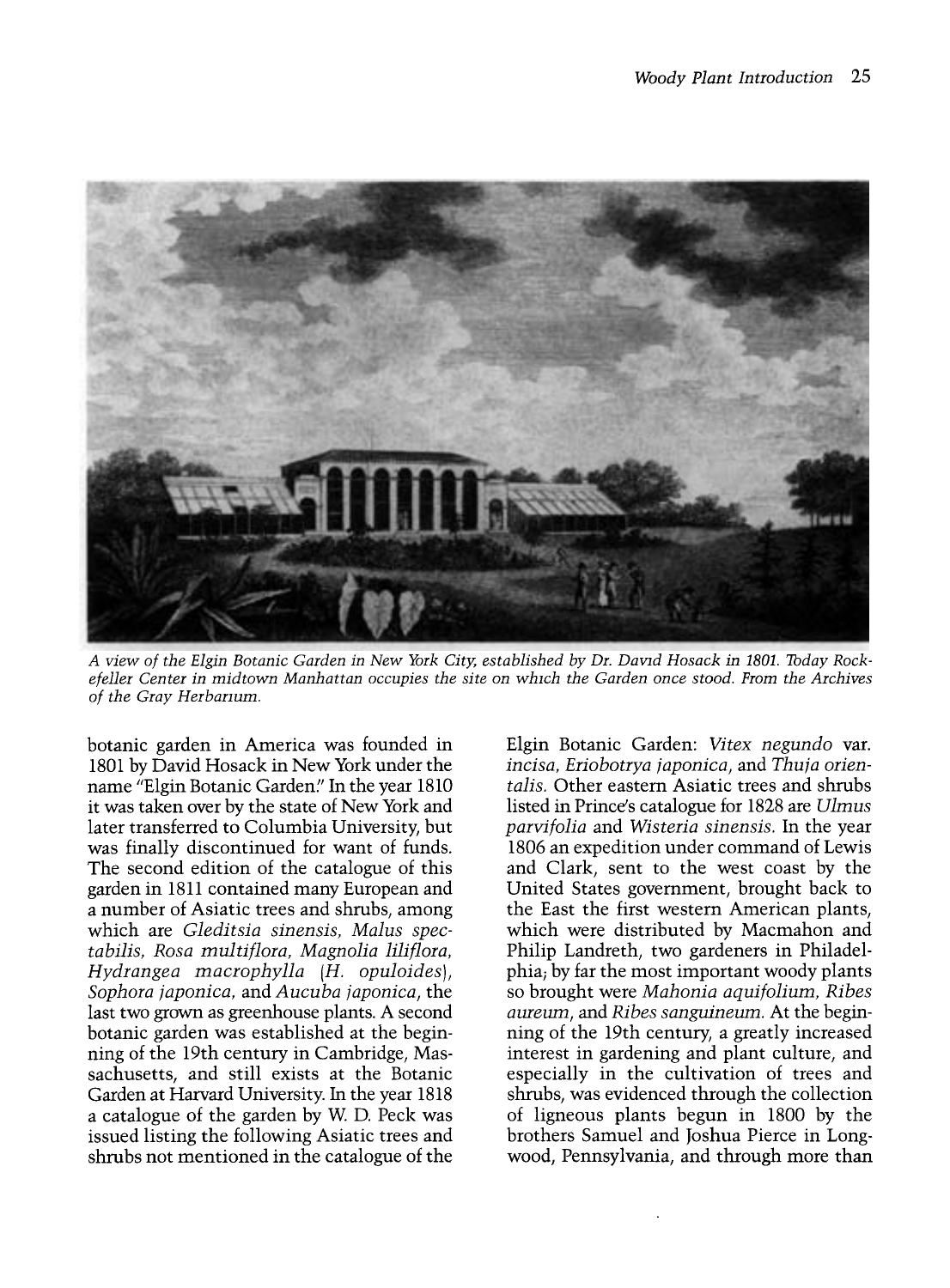*A view of the Elgin Botanic Garden in New York City, established by Dr. David Hosack in 1801. Today Rockefeller Center in midtown Manhattan occupies the site on which the Garden once stood. From the Archives of the Gray Herbarium.*

botanic garden in America was founded in 1801 by David Hosack in New York under the name "Elgin Botanic Garden." In the year 1810 it was taken over by the state of New York and later transferred to Columbia University, but was finally discontinued for want of funds. The second edition of the catalogue of this garden in 1811 contained many European and a number of Asiatic trees and shrubs, among which are *Gleditsia sinensis, Malus spectabilis, Rosa multiflora, Magnolia liliflora, Hydrangea macrophylla* (*H. opuloides*), *Sophora japonica*, and *Aucuba japonica*, the last two grown as greenhouse plants. A second botanic garden was established at the beginning of the 19th century in Cambridge, Massachusetts, and still exists at the Botanic Garden at Harvard University. In the year 1818 a catalogue of the garden by W. D. Peck was issued listing the following Asiatic trees and shrubs not mentioned in the catalogue of the Elgin Botanic Garden: *Vitex negundo* var. *incisa, Eriobotrya japonica*, and *Thuja orientalis*. Other eastern Asiatic trees and shrubs listed in Prince's catalogue for 1828 are *Ulmus parvifolia* and *Wisteria sinensis*. In the year 1806 an expedition under command of Lewis and Clark, sent to the west coast by the United States government, brought back to the East the first western American plants, which were distributed by Macmahon and Philip Landreth, two gardeners in Philadelphia; by far the most important woody plants so brought were *Mahonia aquifolium, Ribes aureum*, and *Ribes sanguineum*. At the beginning of the 19th century, a greatly increased interest in gardening and plant culture, and especially in the cultivation of trees and shrubs, was evidenced through the collection of ligneous plants begun in 1800 by the brothers Samuel and Joshua Pierce in Longwood, Pennsylvania, and through more than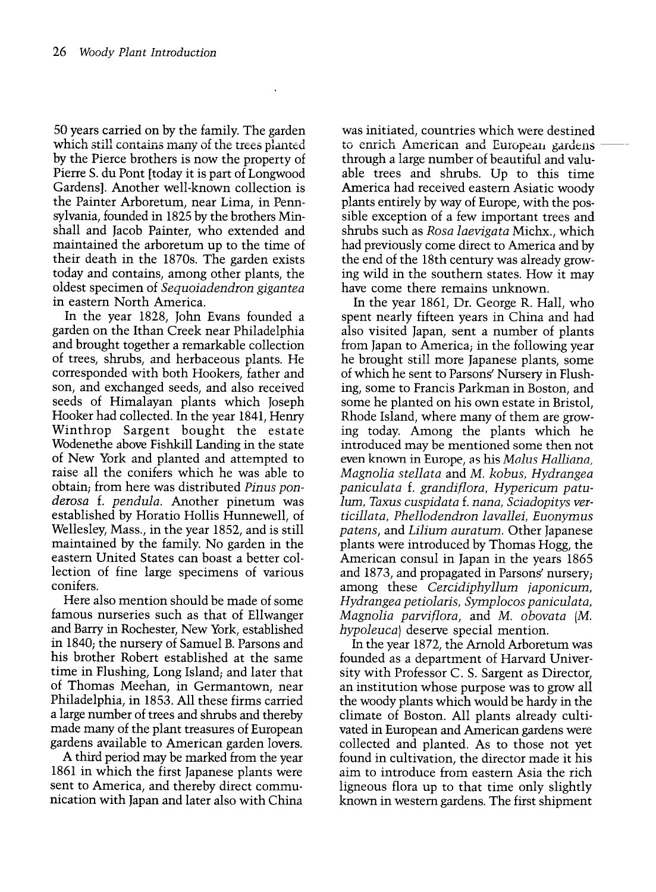50 years carried on by the family. The garden which still contains many of the trees planted by the Pierce brothers is now the property of Pierre S. du Pont [today it is part of Longwood Gardens]. Another well-known collection is the Painter Arboretum, near Lima, in Pennsylvania, founded in 1825 by the brothers Minshall and Jacob Painter, who extended and maintained the arboretum up to the time of their death in the 1870s. The garden exists today and contains, among other plants, the oldest specimen of *Sequoiadendron gigantea* in eastern North America.

In the year 1828, John Evans founded a garden on the Ithan Creek near Philadelphia and brought together a remarkable collection of trees, shrubs, and herbaceous plants. He corresponded with both Hookers, father and son, and exchanged seeds, and also received seeds of Himalayan plants which Joseph Hooker had collected. In the year 1841, Henry Winthrop Sargent bought the estate Wodenethe above Fishkill Landing in the state of New York and planted and attempted to raise all the conifers which he was able to obtain; from here was distributed *Pinus ponderosa* f. *pendula*. Another pinetum was established by Horatio Hollis Hunnewell, of Wellesley, Mass., in the year 1852, and is still maintained by the family. No garden in the eastern United States can boast a better collection of fine large specimens of various conifers.

Here also mention should be made of some famous nurseries such as that of Ellwanger and Barry in Rochester, New York, established in 1840; the nursery of Samuel B. Parsons and his brother Robert established at the same time in Flushing, Long Island; and later that of Thomas Meehan, in Germantown, near Philadelphia, in 1853. All these firms carried a large number of trees and shrubs and thereby made many of the plant treasures of European gardens available to American garden lovers.

A third period may be marked from the year 1861 in which the first Japanese plants were sent to America, and thereby direct communication with Japan and later also with China was initiated, countries which were destined to enrich American and European gardens through a large number of beautiful and valuable trees and shrubs. Up to this time America had received eastern Asiatic woody plants entirely by way of Europe, with the possible exception of a few important trees and shrubs such as *Rosa laevigata* Michx., which had previously come direct to America and by the end of the 18th century was already growing wild in the southern states. How it may have come there remains unknown.

In the year 1861, Dr. George R. Hall, who spent nearly fifteen years in China and had also visited Japan, sent a number of plants from Japan to America; in the following year he brought still more Japanese plants, some of which he sent to Parsons' Nursery in Flushing, some to Francis Parkman in Boston, and some he planted on his own estate in Bristol, Rhode Island, where many of them are growing today. Among the plants which he introduced may be mentioned some then not even known in Europe, as his *Malus Halliana*, *Magnolia stellata* and *M. kobus*, *Hydrangea paniculata* f. *grandiflora*, *Hypericum patulum*, *Taxus cuspidata* f. *nana*, *Sciadopitys verticillata*, *Phellodendron lavallei*, *Euonymus patens*, and *Lilium auratum*. Other Japanese plants were introduced by Thomas Hogg, the American consul in Japan in the years 1865 and 1873, and propagated in Parsons' nursery; among these *Cercidiphyllum japonicum*, *Hydrangea petiolaris*, *Symplocos paniculata*, *Magnolia parviflora*, and *M. obovata* (*M. hypoleuca*) deserve special mention.

In the year 1872, the Arnold Arboretum was founded as a department of Harvard University with Professor C. S. Sargent as Director, an institution whose purpose was to grow all the woody plants which would be hardy in the climate of Boston. All plants already cultivated in European and American gardens were collected and planted. As to those not yet found in cultivation, the director made it his aim to introduce from eastern Asia the rich ligneous flora up to that time only slightly known in western gardens. The first shipment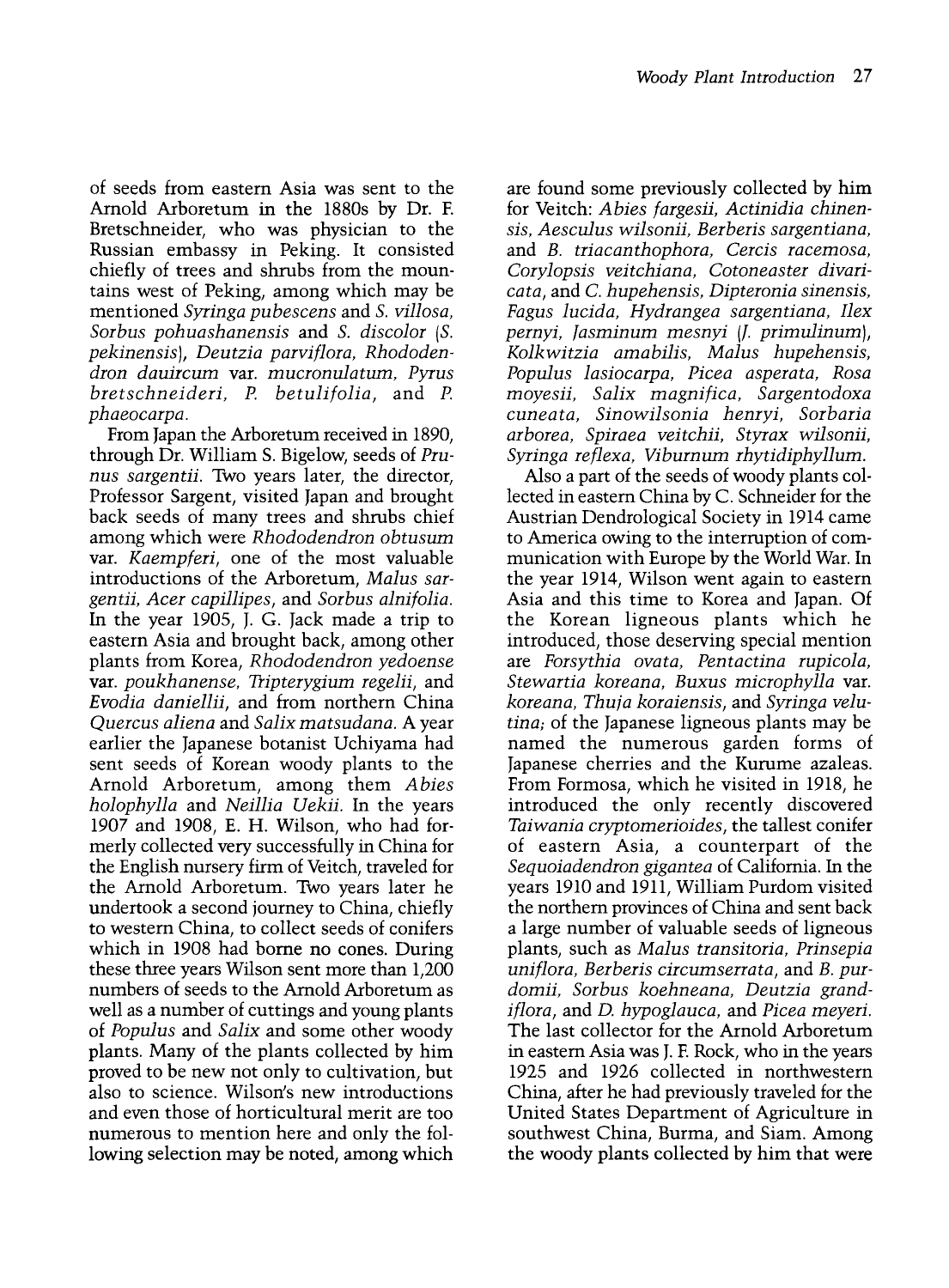of seeds from eastern Asia was sent to the Arnold Arboretum in the 1880s by Dr. F. Bretschneider, who was physician to the Russian embassy in Peking. It consisted chiefly of trees and shrubs from the mountains west of Peking, among which may be mentioned *Syringa pubescens* and *S. villosa*, *Sorbus pohuashanensis* and *S. discolor* (*S. pekinensis*), *Deutzia parviflora*, *Rhododendron dauircum* var. *mucronulatum*, *Pyrus bretschneideri*, *P. betulifolia*, and *P. phaeocarpa*.

From Japan the Arboretum received in 1890, through Dr. William S. Bigelow, seeds of *Prunus sargentii*. Two years later, the director, Professor Sargent, visited Japan and brought back seeds of many trees and shrubs chief among which were *Rhododendron obtusum* var. *Kaempferi*, one of the most valuable introductions of the Arboretum, *Malus sargentii*, *Acer capillipes*, and *Sorbus alnifolia*. In the year 1905, J. G. Jack made a trip to eastern Asia and brought back, among other plants from Korea, *Rhododendron yedoense* var. *poukhanense*, *Tripterygium regelii*, and *Evodia daniellii*, and from northern China *Quercus aliena* and *Salix matsudana*. A year earlier the Japanese botanist Uchiyama had sent seeds of Korean woody plants to the Arnold Arboretum, among them *Abies holophylla* and *Neillia Uekii*. In the years 1907 and 1908, E. H. Wilson, who had formerly collected very successfully in China for the English nursery firm of Veitch, traveled for the Arnold Arboretum. Two years later he undertook a second journey to China, chiefly to western China, to collect seeds of conifers which in 1908 had borne no cones. During these three years Wilson sent more than 1,200 numbers of seeds to the Arnold Arboretum as well as a number of cuttings and young plants of *Populus* and *Salix* and some other woody plants. Many of the plants collected by him proved to be new not only to cultivation, but also to science. Wilson's new introductions and even those of horticultural merit are too numerous to mention here and only the following selection may be noted, among which are found some previously collected by him for Veitch: *Abies fargesii*, *Actinidia chinensis*, *Aesculus wilsonii*, *Berberis sargentiana*, and *B. triacanthophora*, *Cercis racemosa*, *Corylopsis veitchiana*, *Cotoneaster divaricata*, and *C. hupehensis*, *Dipteronia sinensis*, *Fagus lucida*, *Hydrangea sargentiana*, *Ilex pernyi*, *Jasminum mesnyi* (*J. primulinum*), *Kolkwitzia amabilis*, *Malus hupehensis*, *Populus lasiocarpa*, *Picea asperata*, *Rosa moyesii*, *Salix magnifica*, *Sargentodoxa cuneata*, *Sinowilsonia henryi*, *Sorbaria arborea*, *Spiraea veitchii*, *Styrax wilsonii*, *Syringa reflexa*, *Viburnum rhytidiphyllum*.

Also a part of the seeds of woody plants collected in eastern China by C. Schneider for the Austrian Dendrological Society in 1914 came to America owing to the interruption of communication with Europe by the World War. In the year 1914, Wilson went again to eastern Asia and this time to Korea and Japan. Of the Korean ligneous plants which he introduced, those deserving special mention are *Forsythia ovata*, *Pentactina rupicola*, *Stewartia koreana*, *Buxus microphylla* var. *koreana*, *Thuja koraiensis*, and *Syringa velutina*; of the Japanese ligneous plants may be named the numerous garden forms of Japanese cherries and the Kurume azaleas. From Formosa, which he visited in 1918, he introduced the only recently discovered *Taiwania cryptomerioides*, the tallest conifer of eastern Asia, a counterpart of the *Sequoiadendron gigantea* of California. In the years 1910 and 1911, William Purdom visited the northern provinces of China and sent back a large number of valuable seeds of ligneous plants, such as *Malus transitoria*, *Prinsepia uniflora*, *Berberis circumserrata*, and *B. purdomii*, *Sorbus koehneana*, *Deutzia grandiflora*, and *D. hypoglauca*, and *Picea meyeri*. The last collector for the Arnold Arboretum in eastern Asia was J. F. Rock, who in the years 1925 and 1926 collected in northwestern China, after he had previously traveled for the United States Department of Agriculture in southwest China, Burma, and Siam. Among the woody plants collected by him that were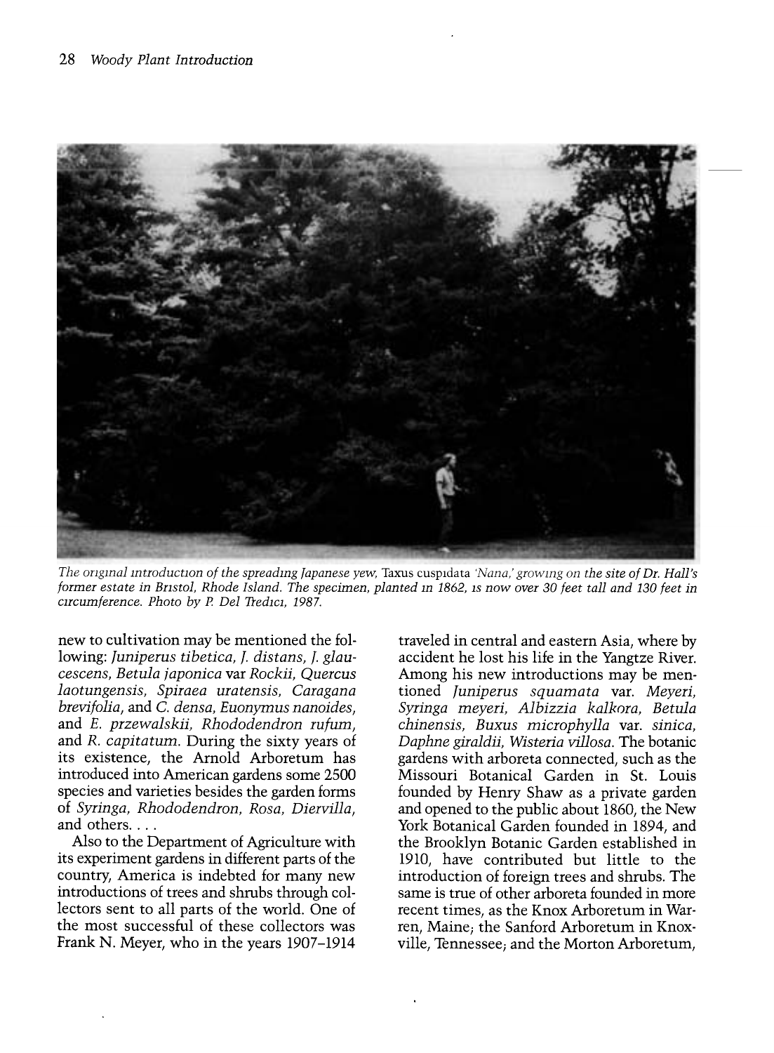*The original introduction of the spreading Japanese yew,* Taxus cuspidata *'Nana,' growing on the site of Dr. Hall's former estate in Bristol, Rhode Island. The specimen, planted in 1862, is now over 30 feet tall and 130 feet in circumference. Photo by P. Del Tredici, 1987.*

new to cultivation may be mentioned the following: *Juniperus tibetica, J. distans, J. glaucescens, Betula japonica* var *Rockii, Quercus laotungensis, Spiraea uratensis, Caragana brevifolia,* and *C. densa, Euonymus nanoides,* and *E. przewalskii, Rhododendron rufum,* and *R. capitatum.* During the sixty years of its existence, the Arnold Arboretum has introduced into American gardens some 2500 species and varieties besides the garden forms of *Syringa, Rhododendron, Rosa, Diervilla,* and others. . . .

Also to the Department of Agriculture with its experiment gardens in different parts of the country, America is indebted for many new introductions of trees and shrubs through collectors sent to all parts of the world. One of the most successful of these collectors was Frank N. Meyer, who in the years 1907–1914 traveled in central and eastern Asia, where by accident he lost his life in the Yangtze River. Among his new introductions may be mentioned *Juniperus squamata* var. *Meyeri, Syringa meyeri, Albizzia kalkora, Betula chinensis, Buxus microphylla* var. *sinica, Daphne giraldii, Wisteria villosa.* The botanic gardens with arboreta connected, such as the Missouri Botanical Garden in St. Louis founded by Henry Shaw as a private garden and opened to the public about 1860, the New York Botanical Garden founded in 1894, and the Brooklyn Botanic Garden established in 1910, have contributed but little to the introduction of foreign trees and shrubs. The same is true of other arboreta founded in more recent times, as the Knox Arboretum in Warren, Maine; the Sanford Arboretum in Knoxville, Tennessee; and the Morton Arboretum,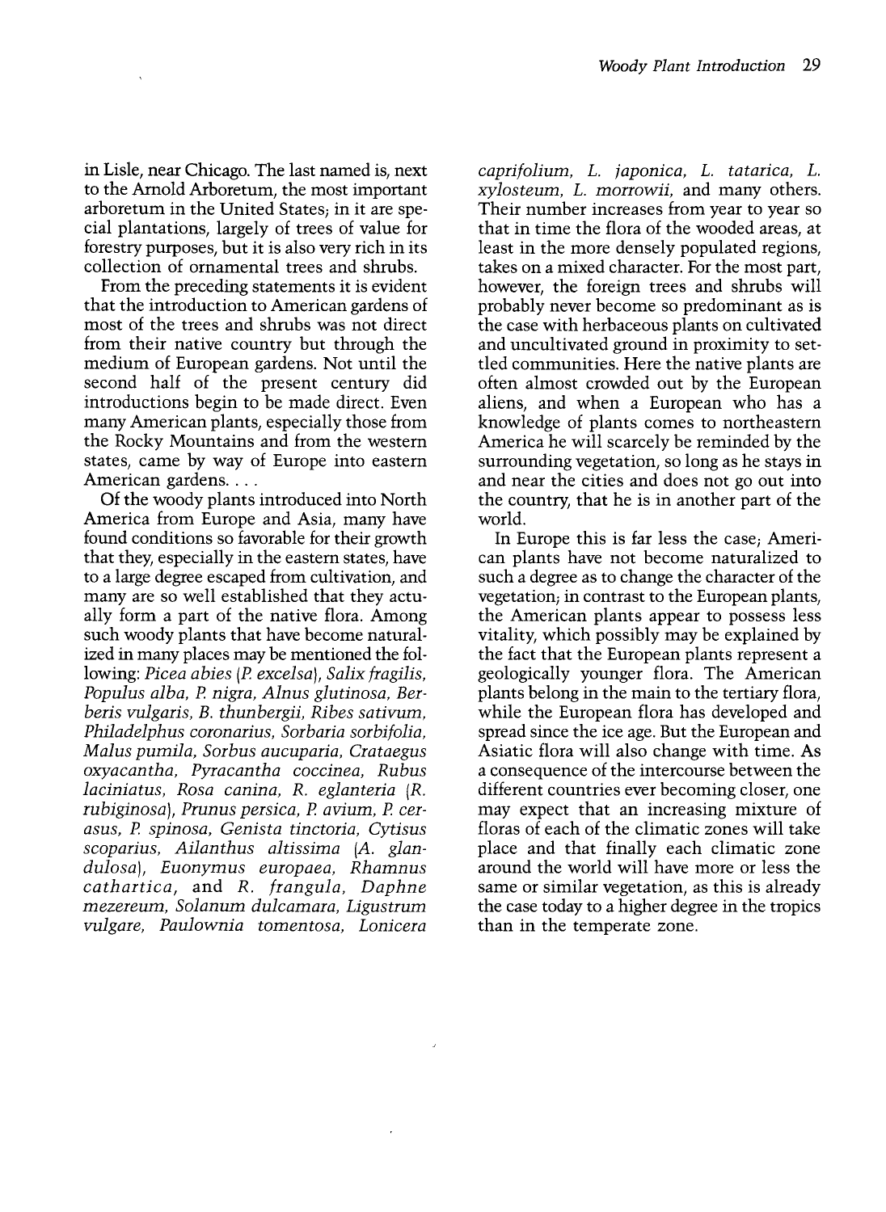in Lisle, near Chicago. The last named is, next to the Arnold Arboretum, the most important arboretum in the United States; in it are special plantations, largely of trees of value for forestry purposes, but it is also very rich in its collection of ornamental trees and shrubs.

From the preceding statements it is evident that the introduction to American gardens of most of the trees and shrubs was not direct from their native country but through the medium of European gardens. Not until the second half of the present century did introductions begin to be made direct. Even many American plants, especially those from the Rocky Mountains and from the western states, came by way of Europe into eastern American gardens. . . .

Of the woody plants introduced into North America from Europe and Asia, many have found conditions so favorable for their growth that they, especially in the eastern states, have to a large degree escaped from cultivation, and many are so well established that they actually form a part of the native flora. Among such woody plants that have become naturalized in many places may be mentioned the following: *Picea abies* (*P. excelsa*), *Salix fragilis*, *Populus alba*, *P. nigra*, *Alnus glutinosa*, *Berberis vulgaris*, *B. thunbergii*, *Ribes sativum*, *Philadelphus coronarius*, *Sorbaria sorbifolia*, *Malus pumila*, *Sorbus aucuparia*, *Crataegus oxyacantha*, *Pyracantha coccinea*, *Rubus laciniatus*, *Rosa canina*, *R. eglanteria* (*R. rubiginosa*), *Prunus persica*, *P. avium*, *P. cerasus*, *P. spinosa*, *Genista tinctoria*, *Cytisus scoparius*, *Ailanthus altissima* (*A. glandulosa*), *Euonymus europaea*, *Rhamnus cathartica*, and *R. frangula*, *Daphne mezereum*, *Solanum dulcamara*, *Ligustrum vulgare*, *Paulownia tomentosa*, *Lonicera caprifolium*, *L. japonica*, *L. tatarica*, *L. xylosteum*, *L. morrowii*, and many others. Their number increases from year to year so that in time the flora of the wooded areas, at least in the more densely populated regions, takes on a mixed character. For the most part, however, the foreign trees and shrubs will probably never become so predominant as is the case with herbaceous plants on cultivated and uncultivated ground in proximity to settled communities. Here the native plants are often almost crowded out by the European aliens, and when a European who has a knowledge of plants comes to northeastern America he will scarcely be reminded by the surrounding vegetation, so long as he stays in and near the cities and does not go out into the country, that he is in another part of the world.

In Europe this is far less the case; American plants have not become naturalized to such a degree as to change the character of the vegetation; in contrast to the European plants, the American plants appear to possess less vitality, which possibly may be explained by the fact that the European plants represent a geologically younger flora. The American plants belong in the main to the tertiary flora, while the European flora has developed and spread since the ice age. But the European and Asiatic flora will also change with time. As a consequence of the intercourse between the different countries ever becoming closer, one may expect that an increasing mixture of floras of each of the climatic zones will take place and that finally each climatic zone around the world will have more or less the same or similar vegetation, as this is already the case today to a higher degree in the tropics than in the temperate zone.